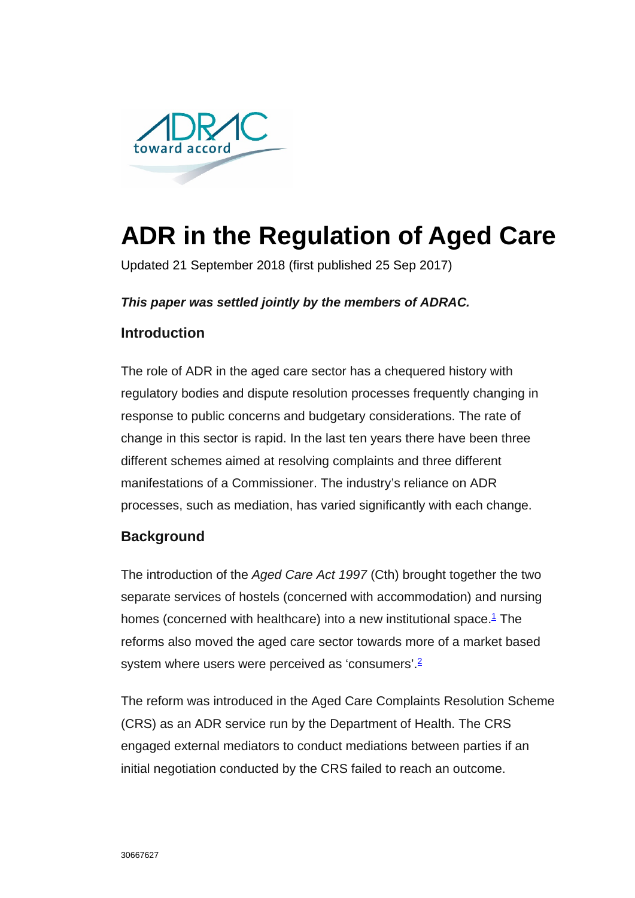# ADR in the Regulation of Aged Care

Updated 21 September 2018 (first published 25 Sep 2017)

***This paper was settled jointly by the members of ADRAC.***

## Introduction

The role of ADR in the aged care sector has a chequered history with regulatory bodies and dispute resolution processes frequently changing in response to public concerns and budgetary considerations. The rate of change in this sector is rapid. In the last ten years there have been three different schemes aimed at resolving complaints and three different manifestations of a Commissioner. The industry's reliance on ADR processes, such as mediation, has varied significantly with each change.

## Background

The introduction of the *Aged Care Act 1997* (Cth) brought together the two separate services of hostels (concerned with accommodation) and nursing homes (concerned with healthcare) into a new institutional space.[1] The reforms also moved the aged care sector towards more of a market based system where users were perceived as 'consumers'.[2]

The reform was introduced in the Aged Care Complaints Resolution Scheme (CRS) as an ADR service run by the Department of Health. The CRS engaged external mediators to conduct mediations between parties if an initial negotiation conducted by the CRS failed to reach an outcome.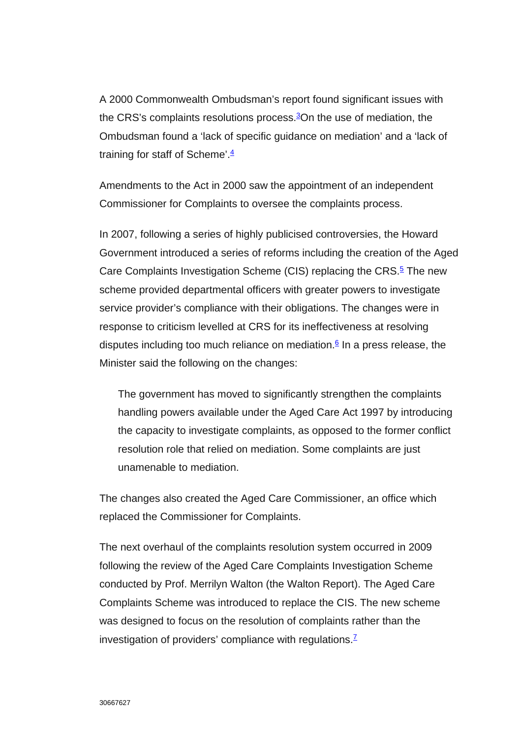A 2000 Commonwealth Ombudsman's report found significant issues with the CRS's complaints resolutions process.[3]On the use of mediation, the Ombudsman found a 'lack of specific guidance on mediation' and a 'lack of training for staff of Scheme'.[4]

Amendments to the Act in 2000 saw the appointment of an independent Commissioner for Complaints to oversee the complaints process.

In 2007, following a series of highly publicised controversies, the Howard Government introduced a series of reforms including the creation of the Aged Care Complaints Investigation Scheme (CIS) replacing the CRS.[5] The new scheme provided departmental officers with greater powers to investigate service provider's compliance with their obligations. The changes were in response to criticism levelled at CRS for its ineffectiveness at resolving disputes including too much reliance on mediation.[6] In a press release, the Minister said the following on the changes:

> The government has moved to significantly strengthen the complaints handling powers available under the Aged Care Act 1997 by introducing the capacity to investigate complaints, as opposed to the former conflict resolution role that relied on mediation. Some complaints are just unamenable to mediation.

The changes also created the Aged Care Commissioner, an office which replaced the Commissioner for Complaints.

The next overhaul of the complaints resolution system occurred in 2009 following the review of the Aged Care Complaints Investigation Scheme conducted by Prof. Merrilyn Walton (the Walton Report). The Aged Care Complaints Scheme was introduced to replace the CIS. The new scheme was designed to focus on the resolution of complaints rather than the investigation of providers' compliance with regulations.[7]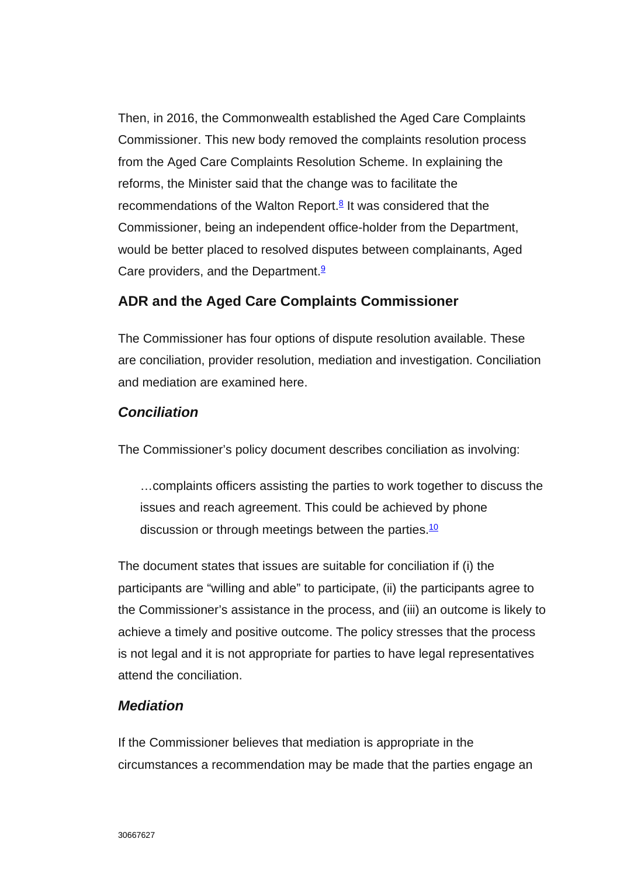Then, in 2016, the Commonwealth established the Aged Care Complaints Commissioner. This new body removed the complaints resolution process from the Aged Care Complaints Resolution Scheme. In explaining the reforms, the Minister said that the change was to facilitate the recommendations of the Walton Report.[8] It was considered that the Commissioner, being an independent office-holder from the Department, would be better placed to resolved disputes between complainants, Aged Care providers, and the Department.[9]

### ADR and the Aged Care Complaints Commissioner

The Commissioner has four options of dispute resolution available. These are conciliation, provider resolution, mediation and investigation. Conciliation and mediation are examined here.

#### *Conciliation*

The Commissioner's policy document describes conciliation as involving:

> …complaints officers assisting the parties to work together to discuss the issues and reach agreement. This could be achieved by phone discussion or through meetings between the parties.[10]

The document states that issues are suitable for conciliation if (i) the participants are "willing and able" to participate, (ii) the participants agree to the Commissioner's assistance in the process, and (iii) an outcome is likely to achieve a timely and positive outcome. The policy stresses that the process is not legal and it is not appropriate for parties to have legal representatives attend the conciliation.

#### *Mediation*

If the Commissioner believes that mediation is appropriate in the circumstances a recommendation may be made that the parties engage an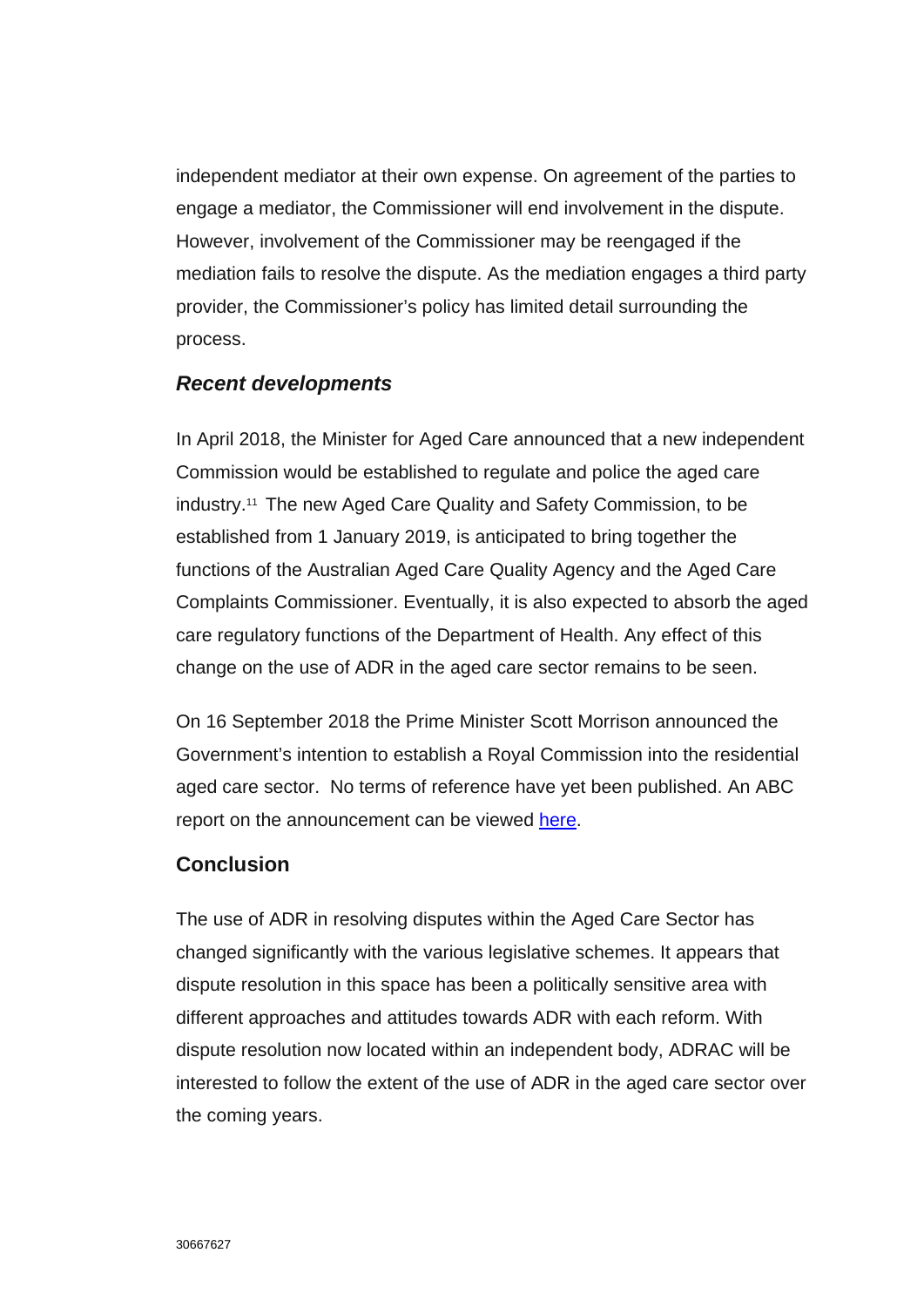independent mediator at their own expense. On agreement of the parties to engage a mediator, the Commissioner will end involvement in the dispute. However, involvement of the Commissioner may be reengaged if the mediation fails to resolve the dispute. As the mediation engages a third party provider, the Commissioner's policy has limited detail surrounding the process.

### *Recent developments*

In April 2018, the Minister for Aged Care announced that a new independent Commission would be established to regulate and police the aged care industry.[11] The new Aged Care Quality and Safety Commission, to be established from 1 January 2019, is anticipated to bring together the functions of the Australian Aged Care Quality Agency and the Aged Care Complaints Commissioner. Eventually, it is also expected to absorb the aged care regulatory functions of the Department of Health. Any effect of this change on the use of ADR in the aged care sector remains to be seen.

On 16 September 2018 the Prime Minister Scott Morrison announced the Government's intention to establish a Royal Commission into the residential aged care sector. No terms of reference have yet been published. An ABC report on the announcement can be viewed here.

## Conclusion

The use of ADR in resolving disputes within the Aged Care Sector has changed significantly with the various legislative schemes. It appears that dispute resolution in this space has been a politically sensitive area with different approaches and attitudes towards ADR with each reform. With dispute resolution now located within an independent body, ADRAC will be interested to follow the extent of the use of ADR in the aged care sector over the coming years.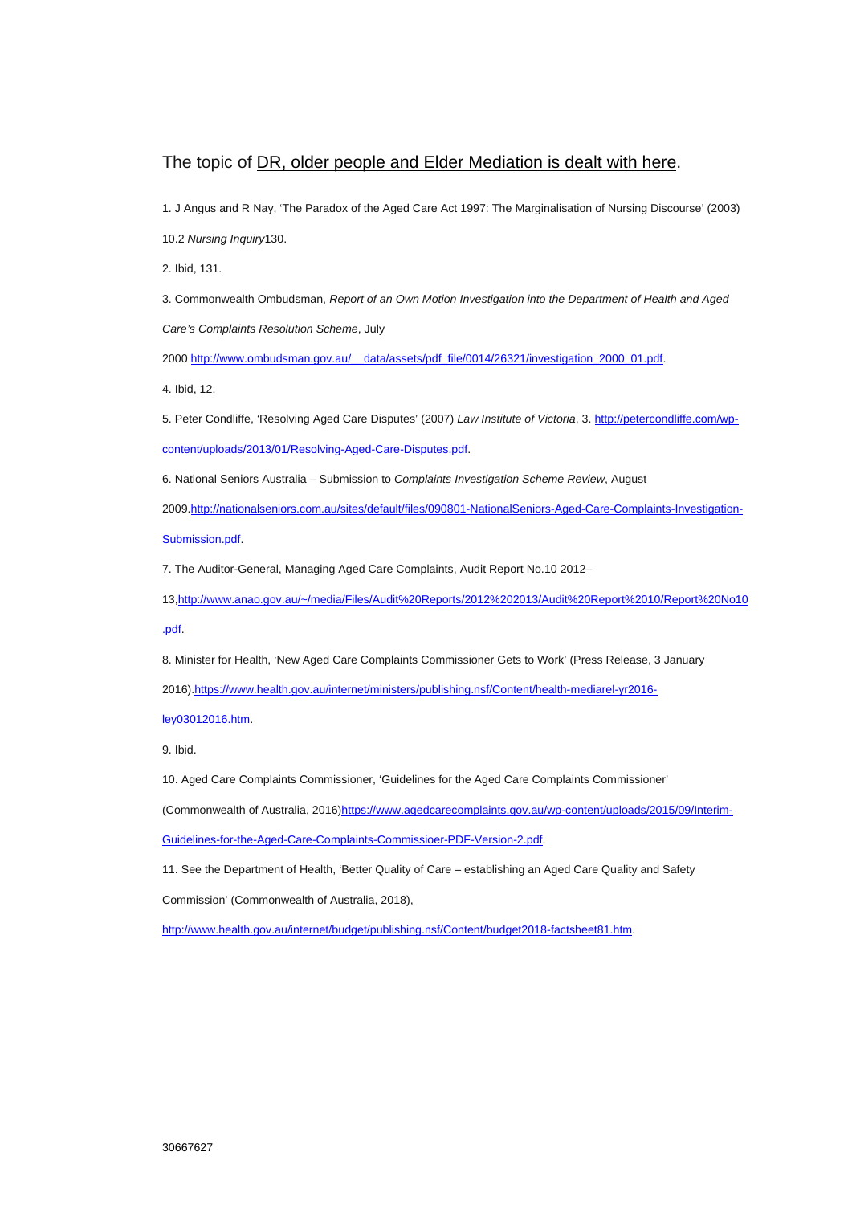The topic of DR, older people and Elder Mediation is dealt with here.

1. J Angus and R Nay, 'The Paradox of the Aged Care Act 1997: The Marginalisation of Nursing Discourse' (2003) 10.2 *Nursing Inquiry*130.

2. Ibid, 131.

3. Commonwealth Ombudsman, *Report of an Own Motion Investigation into the Department of Health and Aged Care's Complaints Resolution Scheme*, July 2000 http://www.ombudsman.gov.au/__data/assets/pdf_file/0014/26321/investigation_2000_01.pdf.

4. Ibid, 12.

5. Peter Condliffe, 'Resolving Aged Care Disputes' (2007) *Law Institute of Victoria*, 3. http://petercondliffe.com/wp-content/uploads/2013/01/Resolving-Aged-Care-Disputes.pdf.

6. National Seniors Australia – Submission to *Complaints Investigation Scheme Review*, August 2009.http://nationalseniors.com.au/sites/default/files/090801-NationalSeniors-Aged-Care-Complaints-Investigation-Submission.pdf.

7. The Auditor-General, Managing Aged Care Complaints, Audit Report No.10 2012–13,http://www.anao.gov.au/~/media/Files/Audit%20Reports/2012%202013/Audit%20Report%2010/Report%20No10.pdf.

8. Minister for Health, 'New Aged Care Complaints Commissioner Gets to Work' (Press Release, 3 January 2016).https://www.health.gov.au/internet/ministers/publishing.nsf/Content/health-mediarel-yr2016-ley03012016.htm.

9. Ibid.

10. Aged Care Complaints Commissioner, 'Guidelines for the Aged Care Complaints Commissioner' (Commonwealth of Australia, 2016)https://www.agedcarecomplaints.gov.au/wp-content/uploads/2015/09/Interim-Guidelines-for-the-Aged-Care-Complaints-Commissioer-PDF-Version-2.pdf.

11. See the Department of Health, 'Better Quality of Care – establishing an Aged Care Quality and Safety Commission' (Commonwealth of Australia, 2018), http://www.health.gov.au/internet/budget/publishing.nsf/Content/budget2018-factsheet81.htm.

30667627